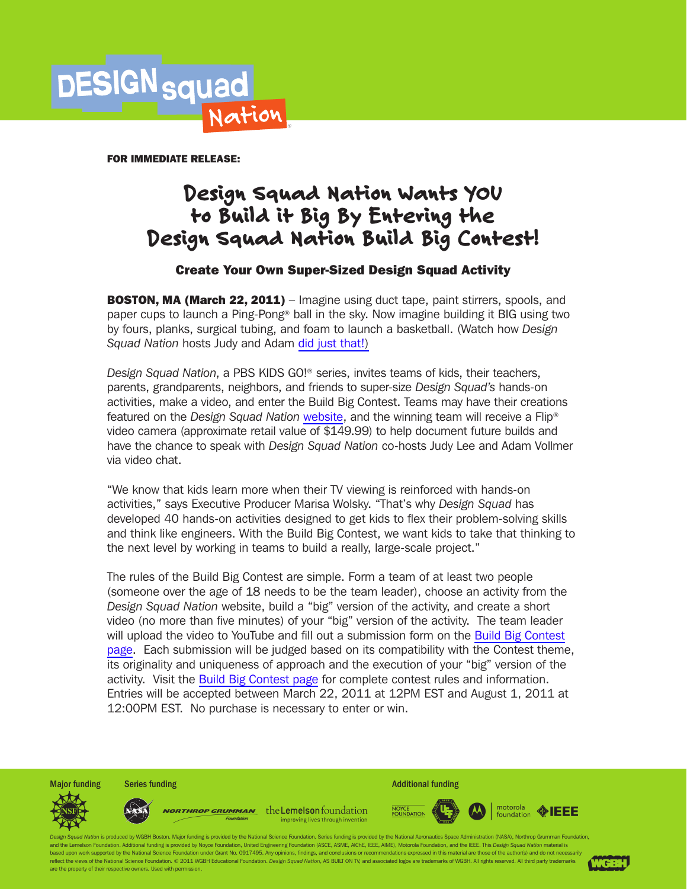DESIGN squad Nation

**FOR IMMEDIATE RELEASE:**

# Design Squad Nation Wants YOU to Build it Big By Entering the Design Squad Nation Build Big Contest!

### Create Your Own Super-Sized Design Squad Activity

**BOSTON, MA (March 22, 2011)** – Imagine using duct tape, paint stirrers, spools, and paper cups to launch a Ping-Pong® ball in the sky. Now imagine building it BIG using two by fours, planks, surgical tubing, and foam to launch a basketball. (Watch how *Design Squad Nation* hosts Judy and Adam did just that!)

*Design Squad Nation*, a PBS KIDS GO!® series, invites teams of kids, their teachers, parents, grandparents, neighbors, and friends to super-size *Design Squad's* hands-on activities, make a video, and enter the Build Big Contest. Teams may have their creations featured on the *Design Squad Nation* website, and the winning team will receive a Flip® video camera (approximate retail value of $149.99) to help document future builds and have the chance to speak with *Design Squad Nation* co-hosts Judy Lee and Adam Vollmer via video chat.

"We know that kids learn more when their TV viewing is reinforced with hands-on activities," says Executive Producer Marisa Wolsky. "That's why *Design Squad* has developed 40 hands-on activities designed to get kids to flex their problem-solving skills and think like engineers. With the Build Big Contest, we want kids to take that thinking to the next level by working in teams to build a really, large-scale project."

The rules of the Build Big Contest are simple. Form a team of at least two people (someone over the age of 18 needs to be the team leader), choose an activity from the *Design Squad Nation* website, build a "big" version of the activity, and create a short video (no more than five minutes) of your "big" version of the activity. The team leader will upload the video to YouTube and fill out a submission form on the Build Big Contest page. Each submission will be judged based on its compatibility with the Contest theme, its originality and uniqueness of approach and the execution of your "big" version of the activity. Visit the Build Big Contest page for complete contest rules and information. Entries will be accepted between March 22, 2011 at 12PM EST and August 1, 2011 at 12:00PM EST. No purchase is necessary to enter or win.

Major funding | Series funding | Additional funding

*Design Squad Nation* is produced by WGBH Boston. Major funding is provided by the National Science Foundation. Series funding is provided by the National Aeronautics Space Administration (NASA), Northrop Grumman Foundation, and the Lemelson Foundation. Additional funding is provided by Noyce Foundation, United Engineering Foundation (ASCE, ASME, AIChE, IEEE, AIME), Motorola Foundation, and the IEEE. This *Design Squad Nation* material is based upon work supported by the National Science Foundation under Grant No. 0917495. Any opinions, findings, and conclusions or recommendations expressed in this material are those of the author(s) and do not necessarily reflect the views of the National Science Foundation. © 2011 WGBH Educational Foundation. *Design Squad Nation*, AS BUILT ON TV, and associated logos are trademarks of WGBH. All rights reserved. All third party trademarks are the property of their respective owners. Used with permission.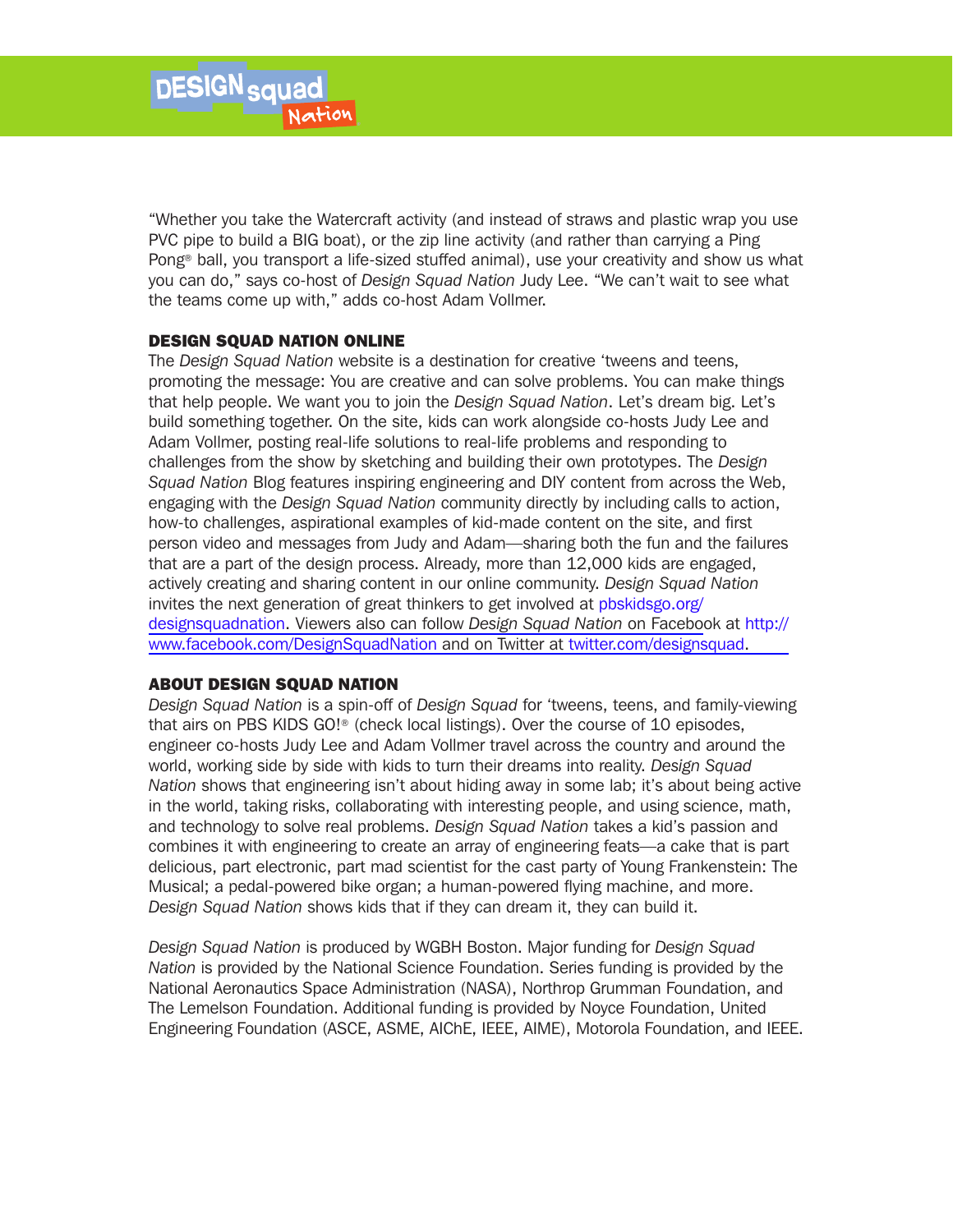"Whether you take the Watercraft activity (and instead of straws and plastic wrap you use PVC pipe to build a BIG boat), or the zip line activity (and rather than carrying a Ping Pong® ball, you transport a life-sized stuffed animal), use your creativity and show us what you can do," says co-host of *Design Squad Nation* Judy Lee. "We can't wait to see what the teams come up with," adds co-host Adam Vollmer.

## DESIGN SQUAD NATION ONLINE

The *Design Squad Nation* website is a destination for creative 'tweens and teens, promoting the message: You are creative and can solve problems. You can make things that help people. We want you to join the *Design Squad Nation*. Let's dream big. Let's build something together. On the site, kids can work alongside co-hosts Judy Lee and Adam Vollmer, posting real-life solutions to real-life problems and responding to challenges from the show by sketching and building their own prototypes. The *Design Squad Nation* Blog features inspiring engineering and DIY content from across the Web, engaging with the *Design Squad Nation* community directly by including calls to action, how-to challenges, aspirational examples of kid-made content on the site, and first person video and messages from Judy and Adam—sharing both the fun and the failures that are a part of the design process. Already, more than 12,000 kids are engaged, actively creating and sharing content in our online community. *Design Squad Nation* invites the next generation of great thinkers to get involved at pbskidsgo.org/designsquadnation. Viewers also can follow *Design Squad Nation* on Facebook at http://www.facebook.com/DesignSquadNation and on Twitter at twitter.com/designsquad.

## ABOUT DESIGN SQUAD NATION

*Design Squad Nation* is a spin-off of *Design Squad* for 'tweens, teens, and family-viewing that airs on PBS KIDS GO!® (check local listings). Over the course of 10 episodes, engineer co-hosts Judy Lee and Adam Vollmer travel across the country and around the world, working side by side with kids to turn their dreams into reality. *Design Squad Nation* shows that engineering isn't about hiding away in some lab; it's about being active in the world, taking risks, collaborating with interesting people, and using science, math, and technology to solve real problems. *Design Squad Nation* takes a kid's passion and combines it with engineering to create an array of engineering feats—a cake that is part delicious, part electronic, part mad scientist for the cast party of Young Frankenstein: The Musical; a pedal-powered bike organ; a human-powered flying machine, and more. *Design Squad Nation* shows kids that if they can dream it, they can build it.

*Design Squad Nation* is produced by WGBH Boston. Major funding for *Design Squad Nation* is provided by the National Science Foundation. Series funding is provided by the National Aeronautics Space Administration (NASA), Northrop Grumman Foundation, and The Lemelson Foundation. Additional funding is provided by Noyce Foundation, United Engineering Foundation (ASCE, ASME, AIChE, IEEE, AIME), Motorola Foundation, and IEEE.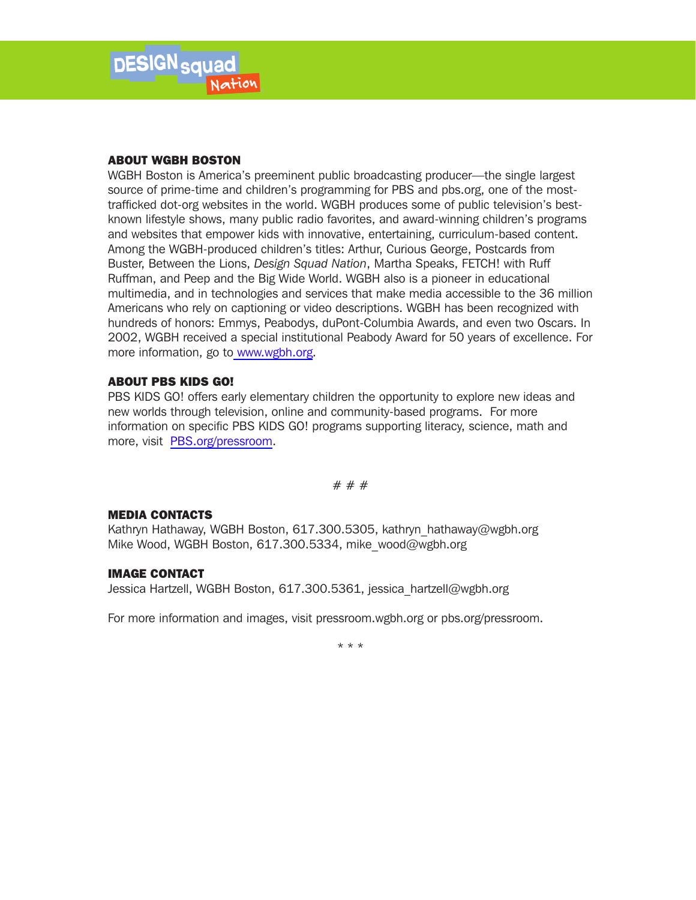## ABOUT WGBH BOSTON

WGBH Boston is America's preeminent public broadcasting producer—the single largest source of prime-time and children's programming for PBS and pbs.org, one of the most-trafficked dot-org websites in the world. WGBH produces some of public television's best-known lifestyle shows, many public radio favorites, and award-winning children's programs and websites that empower kids with innovative, entertaining, curriculum-based content. Among the WGBH-produced children's titles: Arthur, Curious George, Postcards from Buster, Between the Lions, *Design Squad Nation*, Martha Speaks, FETCH! with Ruff Ruffman, and Peep and the Big Wide World. WGBH also is a pioneer in educational multimedia, and in technologies and services that make media accessible to the 36 million Americans who rely on captioning or video descriptions. WGBH has been recognized with hundreds of honors: Emmys, Peabodys, duPont-Columbia Awards, and even two Oscars. In 2002, WGBH received a special institutional Peabody Award for 50 years of excellence. For more information, go to www.wgbh.org.

## ABOUT PBS KIDS GO!

PBS KIDS GO! offers early elementary children the opportunity to explore new ideas and new worlds through television, online and community-based programs. For more information on specific PBS KIDS GO! programs supporting literacy, science, math and more, visit PBS.org/pressroom.

# # #

## MEDIA CONTACTS

Kathryn Hathaway, WGBH Boston, 617.300.5305, kathryn_hathaway@wgbh.org
Mike Wood, WGBH Boston, 617.300.5334, mike_wood@wgbh.org

## IMAGE CONTACT

Jessica Hartzell, WGBH Boston, 617.300.5361, jessica_hartzell@wgbh.org

For more information and images, visit pressroom.wgbh.org or pbs.org/pressroom.

\* \* \*